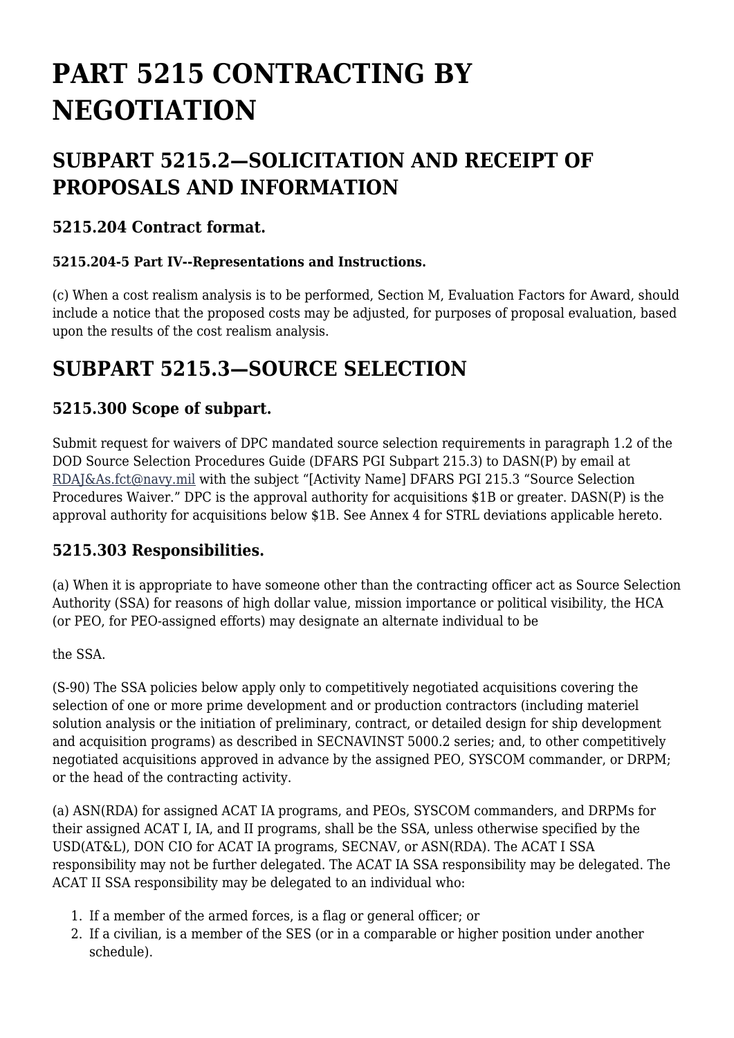# PART 5215 CONTRACTING BY NEGOTIATION

## SUBPART 5215.2—SOLICITATION AND RECEIPT OF PROPOSALS AND INFORMATION

### 5215.204 Contract format.

#### 5215.204-5 Part IV--Representations and Instructions.

(c) When a cost realism analysis is to be performed, Section M, Evaluation Factors for Award, should include a notice that the proposed costs may be adjusted, for purposes of proposal evaluation, based upon the results of the cost realism analysis.

## SUBPART 5215.3—SOURCE SELECTION

### 5215.300 Scope of subpart.

Submit request for waivers of DPC mandated source selection requirements in paragraph 1.2 of the DOD Source Selection Procedures Guide (DFARS PGI Subpart 215.3) to DASN(P) by email at RDAJ&As.fct@navy.mil with the subject "[Activity Name] DFARS PGI 215.3 "Source Selection Procedures Waiver." DPC is the approval authority for acquisitions $1B or greater. DASN(P) is the approval authority for acquisitions below $1B. See Annex 4 for STRL deviations applicable hereto.

### 5215.303 Responsibilities.

(a) When it is appropriate to have someone other than the contracting officer act as Source Selection Authority (SSA) for reasons of high dollar value, mission importance or political visibility, the HCA (or PEO, for PEO-assigned efforts) may designate an alternate individual to be

the SSA.

(S-90) The SSA policies below apply only to competitively negotiated acquisitions covering the selection of one or more prime development and or production contractors (including materiel solution analysis or the initiation of preliminary, contract, or detailed design for ship development and acquisition programs) as described in SECNAVINST 5000.2 series; and, to other competitively negotiated acquisitions approved in advance by the assigned PEO, SYSCOM commander, or DRPM; or the head of the contracting activity.

(a) ASN(RDA) for assigned ACAT IA programs, and PEOs, SYSCOM commanders, and DRPMs for their assigned ACAT I, IA, and II programs, shall be the SSA, unless otherwise specified by the USD(AT&L), DON CIO for ACAT IA programs, SECNAV, or ASN(RDA). The ACAT I SSA responsibility may not be further delegated. The ACAT IA SSA responsibility may be delegated. The ACAT II SSA responsibility may be delegated to an individual who:

1. If a member of the armed forces, is a flag or general officer; or
2. If a civilian, is a member of the SES (or in a comparable or higher position under another schedule).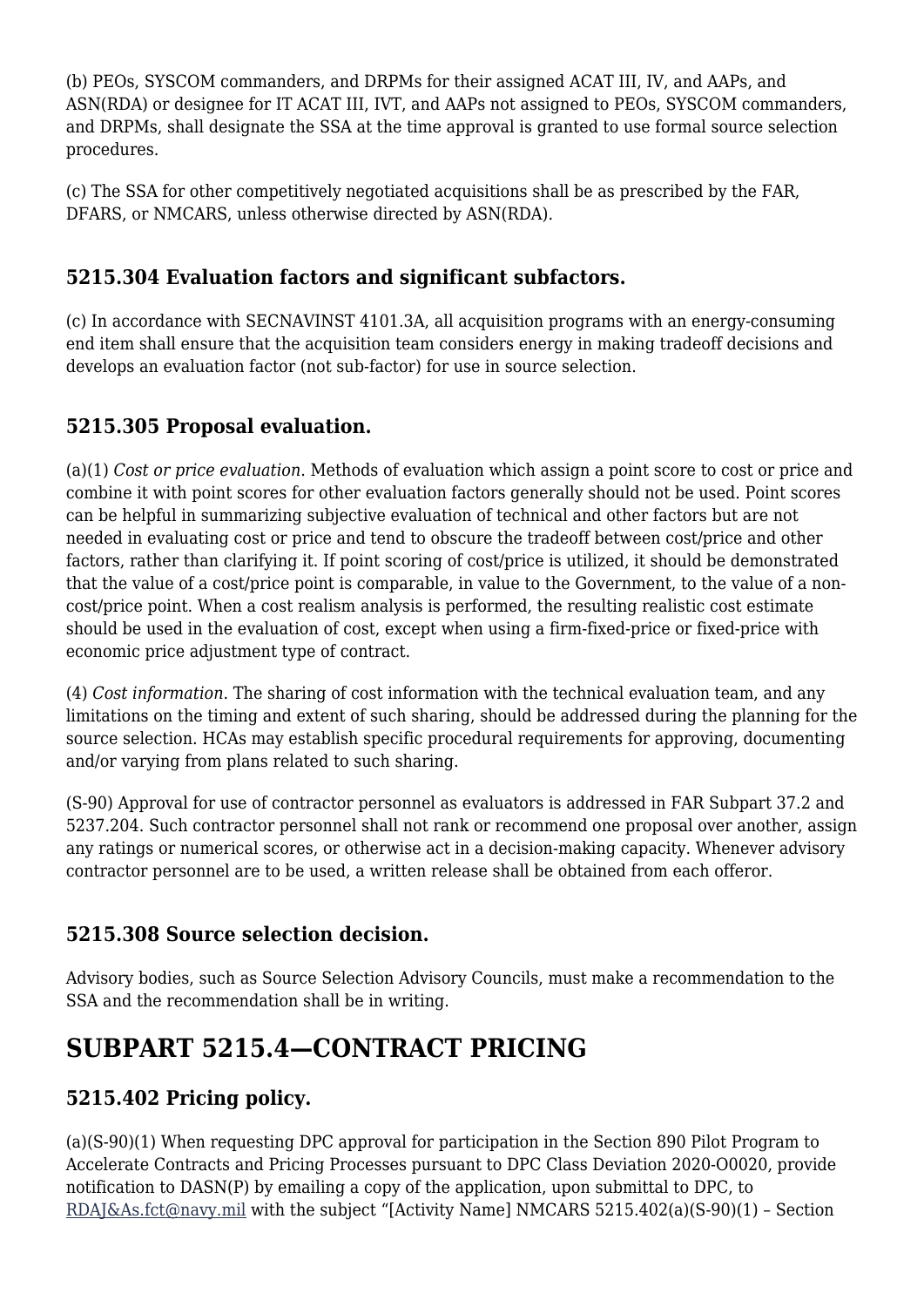(b) PEOs, SYSCOM commanders, and DRPMs for their assigned ACAT III, IV, and AAPs, and ASN(RDA) or designee for IT ACAT III, IVT, and AAPs not assigned to PEOs, SYSCOM commanders, and DRPMs, shall designate the SSA at the time approval is granted to use formal source selection procedures.

(c) The SSA for other competitively negotiated acquisitions shall be as prescribed by the FAR, DFARS, or NMCARS, unless otherwise directed by ASN(RDA).

### 5215.304 Evaluation factors and significant subfactors.

(c) In accordance with SECNAVINST 4101.3A, all acquisition programs with an energy-consuming end item shall ensure that the acquisition team considers energy in making tradeoff decisions and develops an evaluation factor (not sub-factor) for use in source selection.

### 5215.305 Proposal evaluation.

(a)(1) *Cost or price evaluation*. Methods of evaluation which assign a point score to cost or price and combine it with point scores for other evaluation factors generally should not be used. Point scores can be helpful in summarizing subjective evaluation of technical and other factors but are not needed in evaluating cost or price and tend to obscure the tradeoff between cost/price and other factors, rather than clarifying it. If point scoring of cost/price is utilized, it should be demonstrated that the value of a cost/price point is comparable, in value to the Government, to the value of a non-cost/price point. When a cost realism analysis is performed, the resulting realistic cost estimate should be used in the evaluation of cost, except when using a firm-fixed-price or fixed-price with economic price adjustment type of contract.

(4) *Cost information*. The sharing of cost information with the technical evaluation team, and any limitations on the timing and extent of such sharing, should be addressed during the planning for the source selection. HCAs may establish specific procedural requirements for approving, documenting and/or varying from plans related to such sharing.

(S-90) Approval for use of contractor personnel as evaluators is addressed in FAR Subpart 37.2 and 5237.204. Such contractor personnel shall not rank or recommend one proposal over another, assign any ratings or numerical scores, or otherwise act in a decision-making capacity. Whenever advisory contractor personnel are to be used, a written release shall be obtained from each offeror.

### 5215.308 Source selection decision.

Advisory bodies, such as Source Selection Advisory Councils, must make a recommendation to the SSA and the recommendation shall be in writing.

## SUBPART 5215.4—CONTRACT PRICING

### 5215.402 Pricing policy.

(a)(S-90)(1) When requesting DPC approval for participation in the Section 890 Pilot Program to Accelerate Contracts and Pricing Processes pursuant to DPC Class Deviation 2020-O0020, provide notification to DASN(P) by emailing a copy of the application, upon submittal to DPC, to RDAJ&As.fct@navy.mil with the subject "[Activity Name] NMCARS 5215.402(a)(S-90)(1) – Section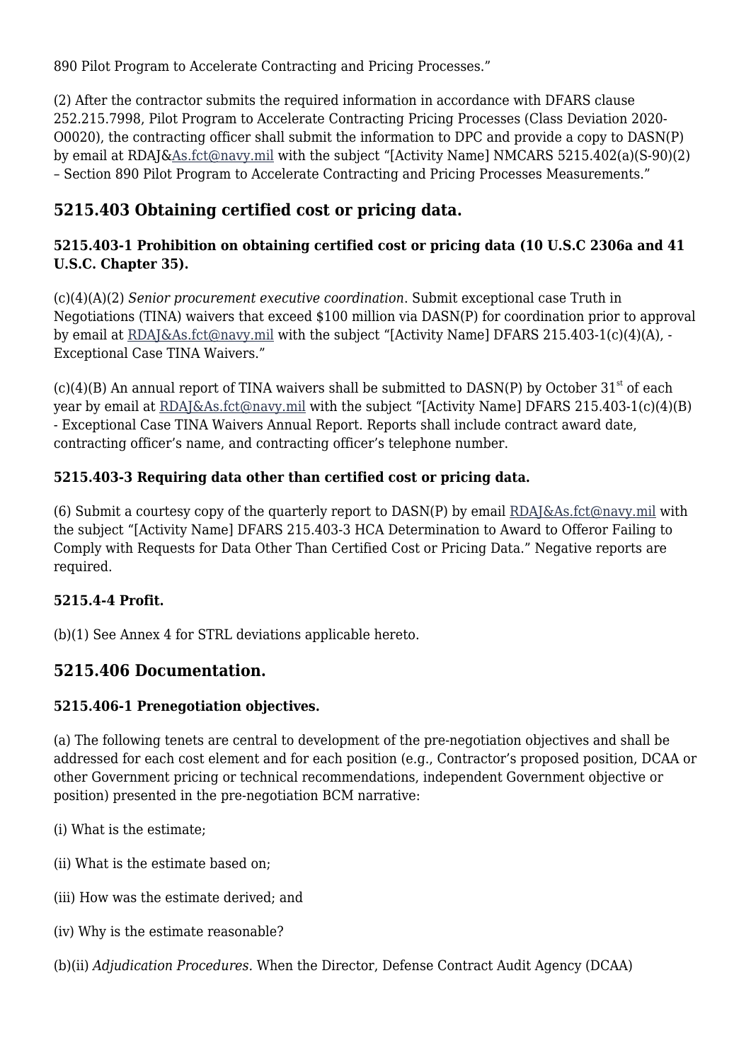890 Pilot Program to Accelerate Contracting and Pricing Processes."

(2) After the contractor submits the required information in accordance with DFARS clause 252.215.7998, Pilot Program to Accelerate Contracting Pricing Processes (Class Deviation 2020-O0020), the contracting officer shall submit the information to DPC and provide a copy to DASN(P) by email at RDAJ&As.fct@navy.mil with the subject "[Activity Name] NMCARS 5215.402(a)(S-90)(2) – Section 890 Pilot Program to Accelerate Contracting and Pricing Processes Measurements."

## 5215.403 Obtaining certified cost or pricing data.

### 5215.403-1 Prohibition on obtaining certified cost or pricing data (10 U.S.C 2306a and 41 U.S.C. Chapter 35).

(c)(4)(A)(2) *Senior procurement executive coordination*. Submit exceptional case Truth in Negotiations (TINA) waivers that exceed $100 million via DASN(P) for coordination prior to approval by email at RDAJ&As.fct@navy.mil with the subject "[Activity Name] DFARS 215.403-1(c)(4)(A), - Exceptional Case TINA Waivers."

(c)(4)(B) An annual report of TINA waivers shall be submitted to DASN(P) by October 31st of each year by email at RDAJ&As.fct@navy.mil with the subject "[Activity Name] DFARS 215.403-1(c)(4)(B) - Exceptional Case TINA Waivers Annual Report. Reports shall include contract award date, contracting officer's name, and contracting officer's telephone number.

### 5215.403-3 Requiring data other than certified cost or pricing data.

(6) Submit a courtesy copy of the quarterly report to DASN(P) by email RDAJ&As.fct@navy.mil with the subject "[Activity Name] DFARS 215.403-3 HCA Determination to Award to Offeror Failing to Comply with Requests for Data Other Than Certified Cost or Pricing Data." Negative reports are required.

### 5215.4-4 Profit.

(b)(1) See Annex 4 for STRL deviations applicable hereto.

## 5215.406 Documentation.

### 5215.406-1 Prenegotiation objectives.

(a) The following tenets are central to development of the pre-negotiation objectives and shall be addressed for each cost element and for each position (e.g., Contractor's proposed position, DCAA or other Government pricing or technical recommendations, independent Government objective or position) presented in the pre-negotiation BCM narrative:

(i) What is the estimate;

(ii) What is the estimate based on;

(iii) How was the estimate derived; and

(iv) Why is the estimate reasonable?

(b)(ii) *Adjudication Procedures.* When the Director, Defense Contract Audit Agency (DCAA)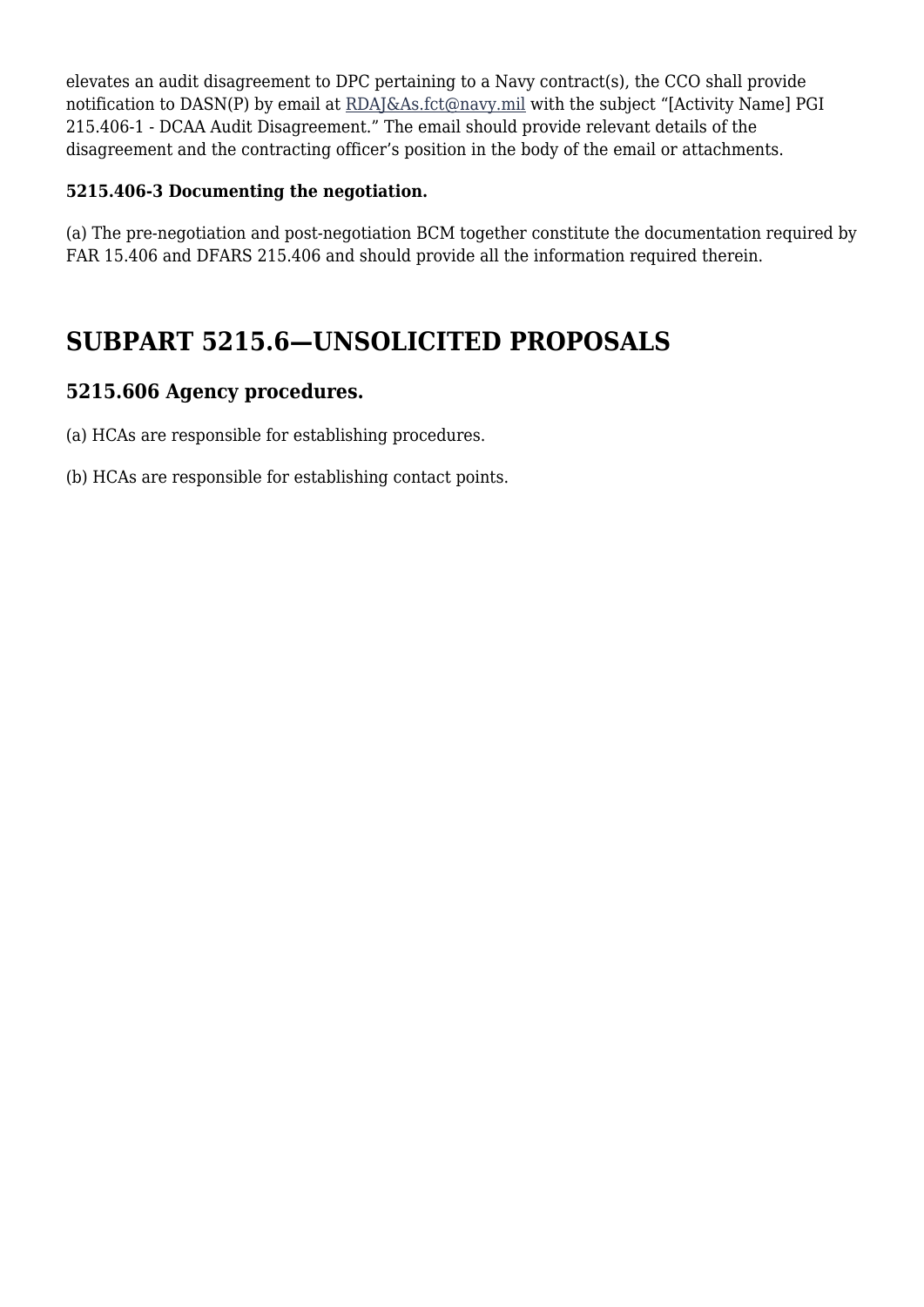elevates an audit disagreement to DPC pertaining to a Navy contract(s), the CCO shall provide notification to DASN(P) by email at RDAJ&As.fct@navy.mil with the subject "[Activity Name] PGI 215.406-1 - DCAA Audit Disagreement." The email should provide relevant details of the disagreement and the contracting officer's position in the body of the email or attachments.

**5215.406-3 Documenting the negotiation.**

(a) The pre-negotiation and post-negotiation BCM together constitute the documentation required by FAR 15.406 and DFARS 215.406 and should provide all the information required therein.

## SUBPART 5215.6—UNSOLICITED PROPOSALS

### 5215.606 Agency procedures.

(a) HCAs are responsible for establishing procedures.

(b) HCAs are responsible for establishing contact points.